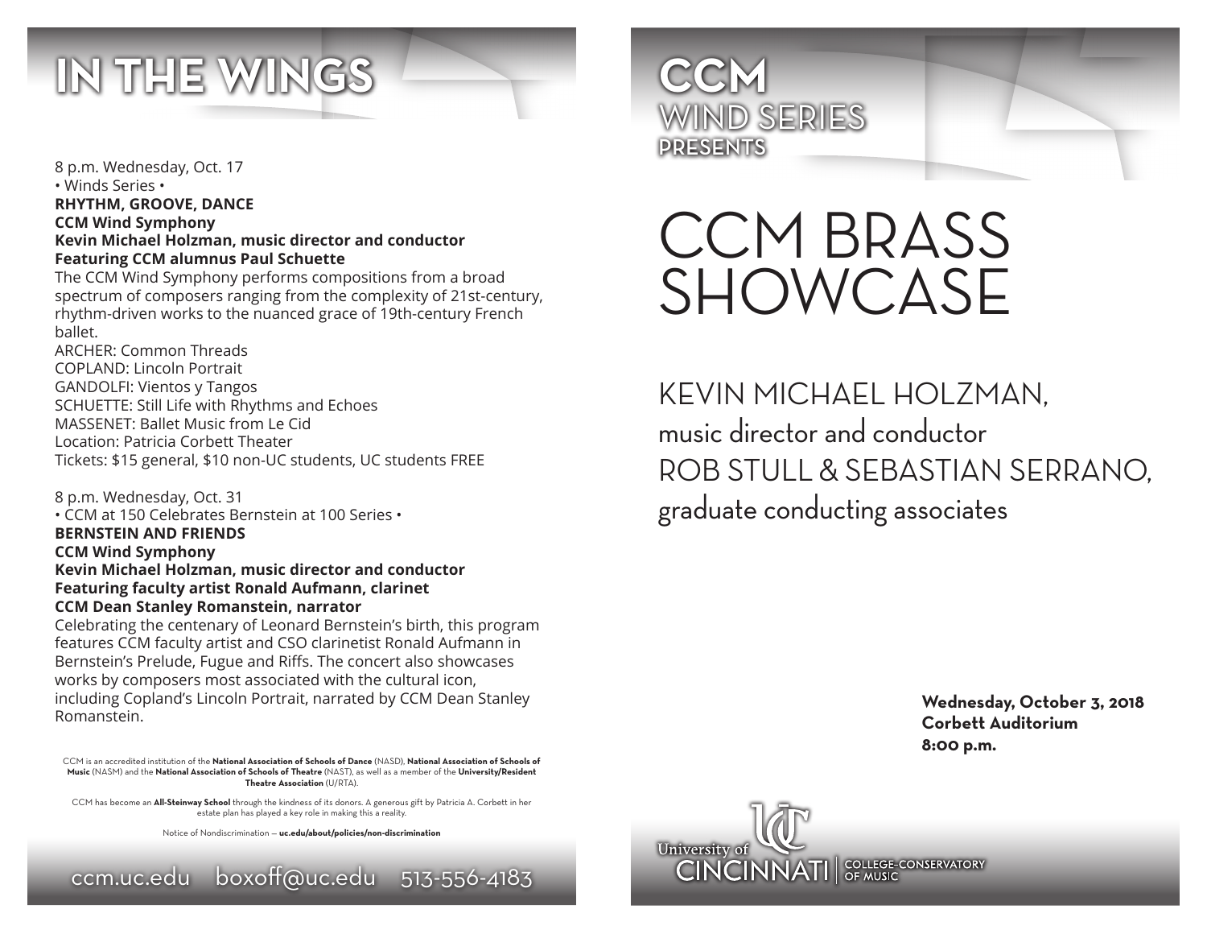# IN THE WINGS

8 p.m. Wednesday, Oct. 17
• Winds Series •
**RHYTHM, GROOVE, DANCE**
**CCM Wind Symphony**
**Kevin Michael Holzman, music director and conductor**
**Featuring CCM alumnus Paul Schuette**
The CCM Wind Symphony performs compositions from a broad spectrum of composers ranging from the complexity of 21st-century, rhythm-driven works to the nuanced grace of 19th-century French ballet.
ARCHER: Common Threads
COPLAND: Lincoln Portrait
GANDOLFI: Vientos y Tangos
SCHUETTE: Still Life with Rhythms and Echoes
MASSENET: Ballet Music from Le Cid
Location: Patricia Corbett Theater
Tickets: $15 general, $10 non-UC students, UC students FREE

8 p.m. Wednesday, Oct. 31
• CCM at 150 Celebrates Bernstein at 100 Series •
**BERNSTEIN AND FRIENDS**
**CCM Wind Symphony**
**Kevin Michael Holzman, music director and conductor**
**Featuring faculty artist Ronald Aufmann, clarinet**
**CCM Dean Stanley Romanstein, narrator**
Celebrating the centenary of Leonard Bernstein's birth, this program features CCM faculty artist and CSO clarinetist Ronald Aufmann in Bernstein's Prelude, Fugue and Riffs. The concert also showcases works by composers most associated with the cultural icon, including Copland's Lincoln Portrait, narrated by CCM Dean Stanley Romanstein.

CCM is an accredited institution of the **National Association of Schools of Dance** (NASD), **National Association of Schools of Music** (NASM) and the **National Association of Schools of Theatre** (NAST), as well as a member of the **University/Resident Theatre Association** (U/RTA).

CCM has become an **All-Steinway School** through the kindness of its donors. A generous gift by Patricia A. Corbett in her estate plan has played a key role in making this a reality.

Notice of Nondiscrimination — **uc.edu/about/policies/non-discrimination**

ccm.uc.edu boxoff@uc.edu 513-556-4183

# CCM WIND SERIES PRESENTS

# CCM BRASS SHOWCASE

KEVIN MICHAEL HOLZMAN,
music director and conductor
ROB STULL & SEBASTIAN SERRANO,
graduate conducting associates

**Wednesday, October 3, 2018**
**Corbett Auditorium**
**8:00 p.m.**

University of Cincinnati | College-Conservatory of Music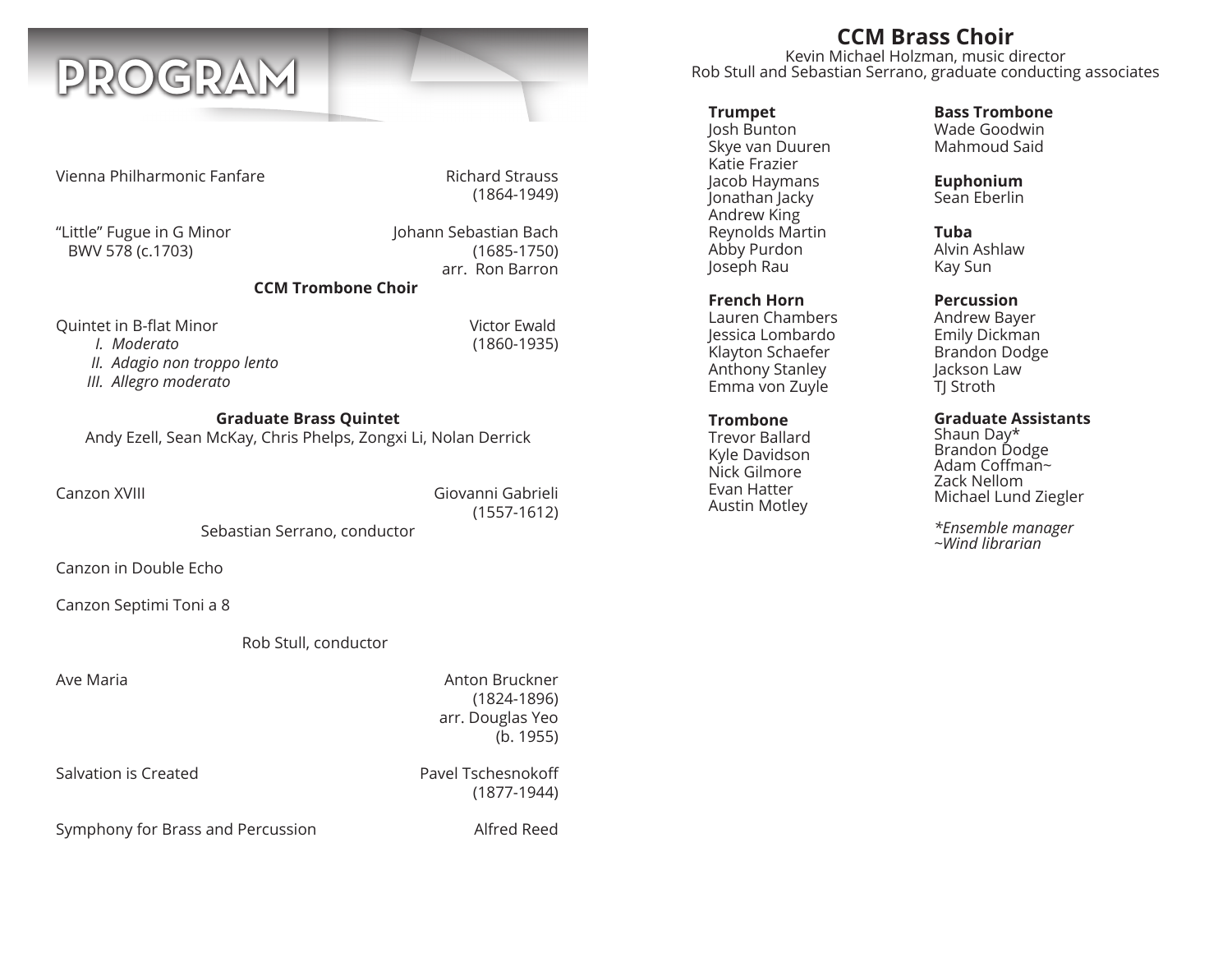# PROGRAM

Vienna Philharmonic Fanfare — Richard Strauss (1864-1949)

"Little" Fugue in G Minor BWV 578 (c.1703) — Johann Sebastian Bach (1685-1750), arr. Ron Barron

**CCM Trombone Choir**

Quintet in B-flat Minor — Victor Ewald (1860-1935)

*I. Moderato*
*II. Adagio non troppo lento*
*III. Allegro moderato*

**Graduate Brass Quintet**
Andy Ezell, Sean McKay, Chris Phelps, Zongxi Li, Nolan Derrick

Canzon XVIII — Giovanni Gabrieli (1557-1612)

Sebastian Serrano, conductor

Canzon in Double Echo

Canzon Septimi Toni a 8

Rob Stull, conductor

Ave Maria — Anton Bruckner (1824-1896), arr. Douglas Yeo (b. 1955)

Salvation is Created — Pavel Tschesnokoff (1877-1944)

Symphony for Brass and Percussion — Alfred Reed

## CCM Brass Choir

Kevin Michael Holzman, music director
Rob Stull and Sebastian Serrano, graduate conducting associates

**Trumpet**
Josh Bunton
Skye van Duuren
Katie Frazier
Jacob Haymans
Jonathan Jacky
Andrew King
Reynolds Martin
Abby Purdon
Joseph Rau

**French Horn**
Lauren Chambers
Jessica Lombardo
Klayton Schaefer
Anthony Stanley
Emma von Zuyle

**Trombone**
Trevor Ballard
Kyle Davidson
Nick Gilmore
Evan Hatter
Austin Motley

**Bass Trombone**
Wade Goodwin
Mahmoud Said

**Euphonium**
Sean Eberlin

**Tuba**
Alvin Ashlaw
Kay Sun

**Percussion**
Andrew Bayer
Emily Dickman
Brandon Dodge
Jackson Law
TJ Stroth

**Graduate Assistants**
Shaun Day*
Brandon Dodge
Adam Coffman~
Zack Nellom
Michael Lund Ziegler

*\*Ensemble manager*
*~Wind librarian*